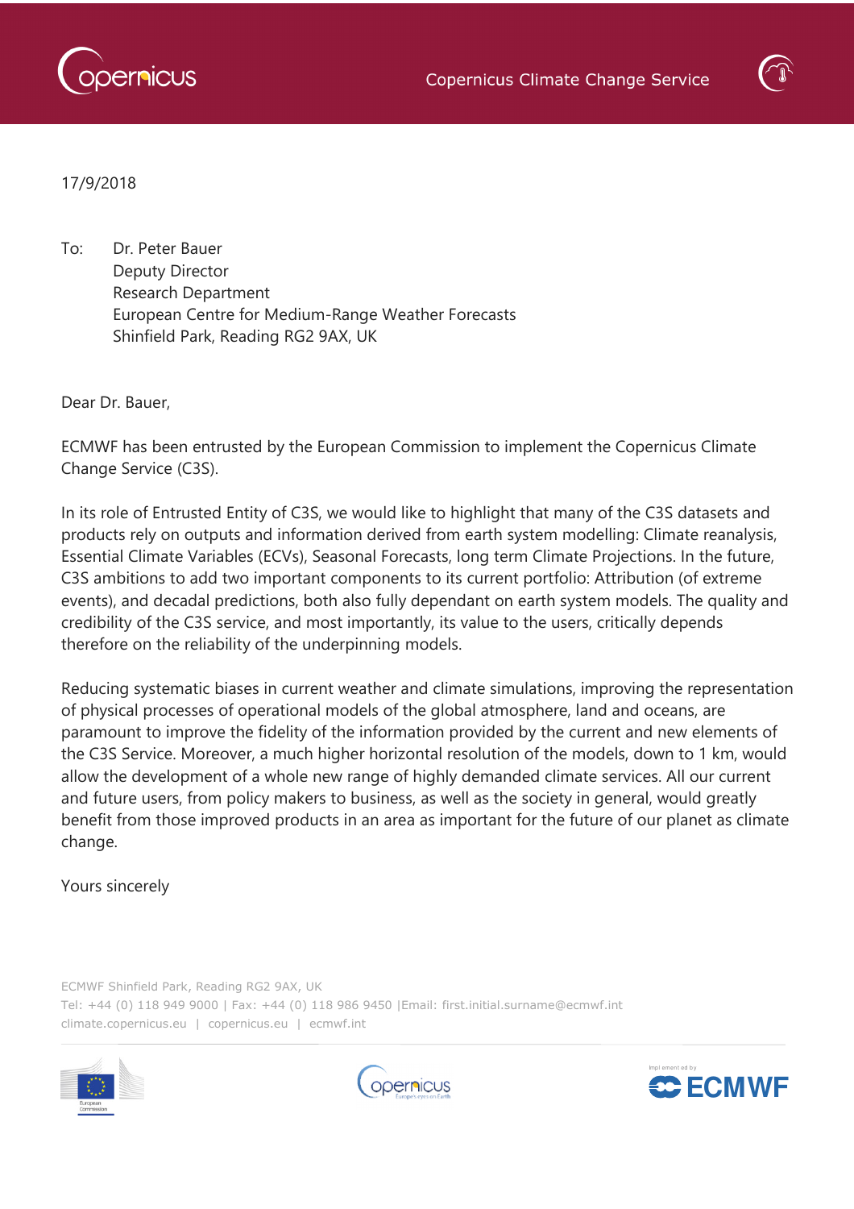17/9/2018

To: Dr. Peter Bauer
Deputy Director
Research Department
European Centre for Medium-Range Weather Forecasts
Shinfield Park, Reading RG2 9AX, UK

Dear Dr. Bauer,

ECMWF has been entrusted by the European Commission to implement the Copernicus Climate Change Service (C3S).

In its role of Entrusted Entity of C3S, we would like to highlight that many of the C3S datasets and products rely on outputs and information derived from earth system modelling: Climate reanalysis, Essential Climate Variables (ECVs), Seasonal Forecasts, long term Climate Projections. In the future, C3S ambitions to add two important components to its current portfolio: Attribution (of extreme events), and decadal predictions, both also fully dependant on earth system models. The quality and credibility of the C3S service, and most importantly, its value to the users, critically depends therefore on the reliability of the underpinning models.

Reducing systematic biases in current weather and climate simulations, improving the representation of physical processes of operational models of the global atmosphere, land and oceans, are paramount to improve the fidelity of the information provided by the current and new elements of the C3S Service. Moreover, a much higher horizontal resolution of the models, down to 1 km, would allow the development of a whole new range of highly demanded climate services. All our current and future users, from policy makers to business, as well as the society in general, would greatly benefit from those improved products in an area as important for the future of our planet as climate change.

Yours sincerely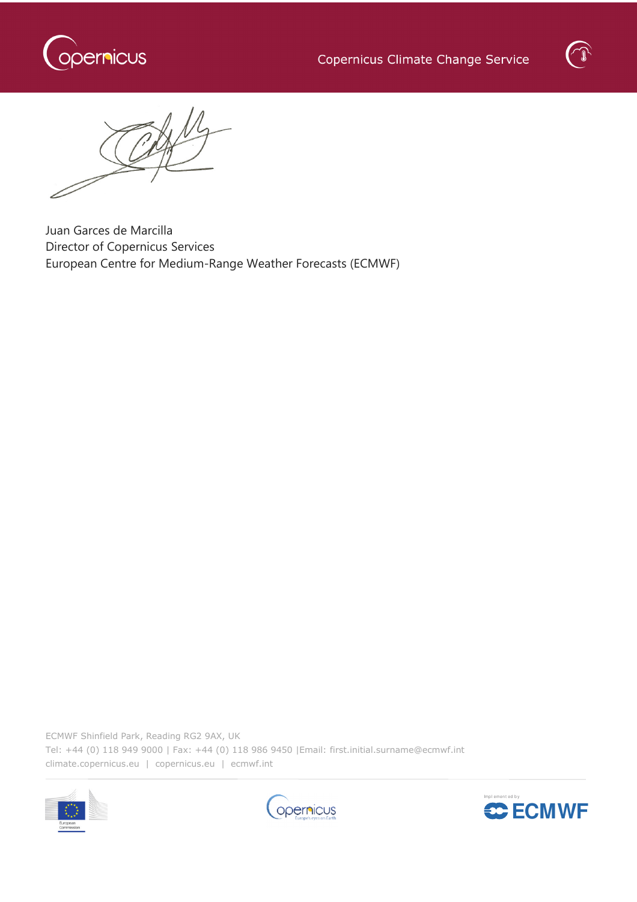Juan Garces de Marcilla
Director of Copernicus Services
European Centre for Medium-Range Weather Forecasts (ECMWF)

ECMWF Shinfield Park, Reading RG2 9AX, UK
Tel: +44 (0) 118 949 9000 | Fax: +44 (0) 118 986 9450 |Email: first.initial.surname@ecmwf.int
climate.copernicus.eu | copernicus.eu | ecmwf.int